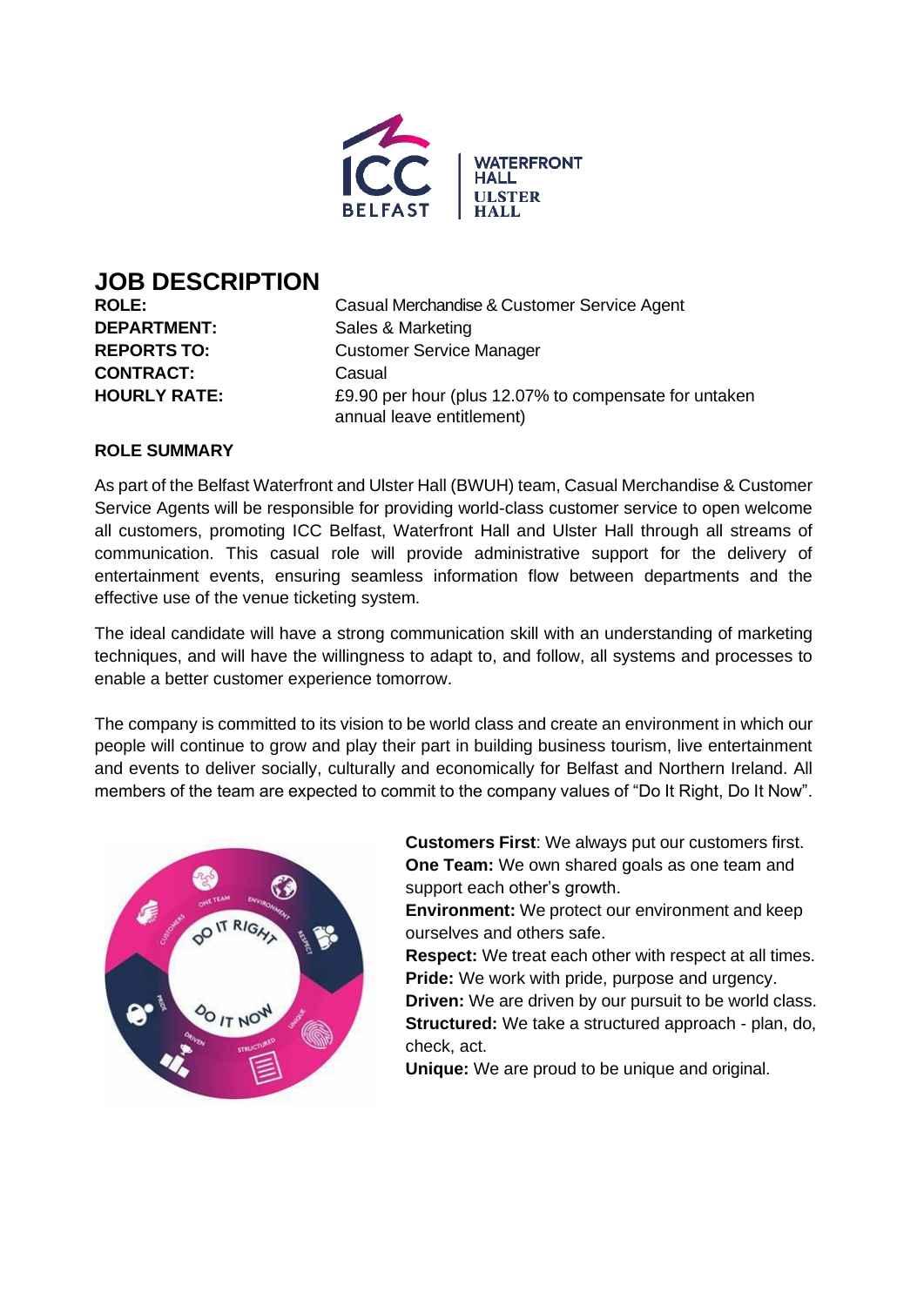# JOB DESCRIPTION

| | |
|---|---|
| **ROLE:** | Casual Merchandise & Customer Service Agent |
| **DEPARTMENT:** | Sales & Marketing |
| **REPORTS TO:** | Customer Service Manager |
| **CONTRACT:** | Casual |
| **HOURLY RATE:** | £9.90 per hour (plus 12.07% to compensate for untaken annual leave entitlement) |

**ROLE SUMMARY**

As part of the Belfast Waterfront and Ulster Hall (BWUH) team, Casual Merchandise & Customer Service Agents will be responsible for providing world-class customer service to open welcome all customers, promoting ICC Belfast, Waterfront Hall and Ulster Hall through all streams of communication. This casual role will provide administrative support for the delivery of entertainment events, ensuring seamless information flow between departments and the effective use of the venue ticketing system.

The ideal candidate will have a strong communication skill with an understanding of marketing techniques, and will have the willingness to adapt to, and follow, all systems and processes to enable a better customer experience tomorrow.

The company is committed to its vision to be world class and create an environment in which our people will continue to grow and play their part in building business tourism, live entertainment and events to deliver socially, culturally and economically for Belfast and Northern Ireland. All members of the team are expected to commit to the company values of "Do It Right, Do It Now".

**Customers First**: We always put our customers first.
**One Team:** We own shared goals as one team and support each other's growth.
**Environment:** We protect our environment and keep ourselves and others safe.
**Respect:** We treat each other with respect at all times.
**Pride:** We work with pride, purpose and urgency.
**Driven:** We are driven by our pursuit to be world class.
**Structured:** We take a structured approach - plan, do, check, act.
**Unique:** We are proud to be unique and original.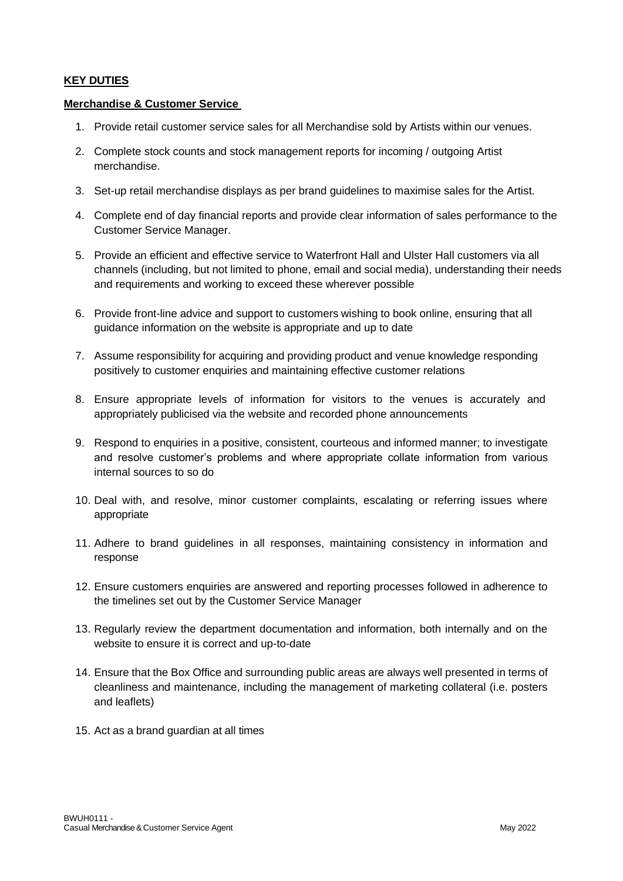**KEY DUTIES**

**Merchandise & Customer Service**

1. Provide retail customer service sales for all Merchandise sold by Artists within our venues.
2. Complete stock counts and stock management reports for incoming / outgoing Artist merchandise.
3. Set-up retail merchandise displays as per brand guidelines to maximise sales for the Artist.
4. Complete end of day financial reports and provide clear information of sales performance to the Customer Service Manager.
5. Provide an efficient and effective service to Waterfront Hall and Ulster Hall customers via all channels (including, but not limited to phone, email and social media), understanding their needs and requirements and working to exceed these wherever possible
6. Provide front-line advice and support to customers wishing to book online, ensuring that all guidance information on the website is appropriate and up to date
7. Assume responsibility for acquiring and providing product and venue knowledge responding positively to customer enquiries and maintaining effective customer relations
8. Ensure appropriate levels of information for visitors to the venues is accurately and appropriately publicised via the website and recorded phone announcements
9. Respond to enquiries in a positive, consistent, courteous and informed manner; to investigate and resolve customer's problems and where appropriate collate information from various internal sources to so do
10. Deal with, and resolve, minor customer complaints, escalating or referring issues where appropriate
11. Adhere to brand guidelines in all responses, maintaining consistency in information and response
12. Ensure customers enquiries are answered and reporting processes followed in adherence to the timelines set out by the Customer Service Manager
13. Regularly review the department documentation and information, both internally and on the website to ensure it is correct and up-to-date
14. Ensure that the Box Office and surrounding public areas are always well presented in terms of cleanliness and maintenance, including the management of marketing collateral (i.e. posters and leaflets)
15. Act as a brand guardian at all times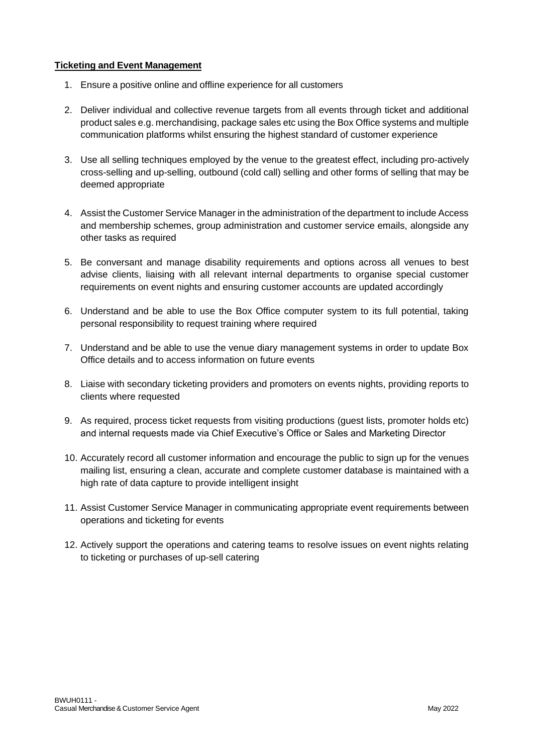**Ticketing and Event Management**

1. Ensure a positive online and offline experience for all customers

2. Deliver individual and collective revenue targets from all events through ticket and additional product sales e.g. merchandising, package sales etc using the Box Office systems and multiple communication platforms whilst ensuring the highest standard of customer experience

3. Use all selling techniques employed by the venue to the greatest effect, including pro-actively cross-selling and up-selling, outbound (cold call) selling and other forms of selling that may be deemed appropriate

4. Assist the Customer Service Manager in the administration of the department to include Access and membership schemes, group administration and customer service emails, alongside any other tasks as required

5. Be conversant and manage disability requirements and options across all venues to best advise clients, liaising with all relevant internal departments to organise special customer requirements on event nights and ensuring customer accounts are updated accordingly

6. Understand and be able to use the Box Office computer system to its full potential, taking personal responsibility to request training where required

7. Understand and be able to use the venue diary management systems in order to update Box Office details and to access information on future events

8. Liaise with secondary ticketing providers and promoters on events nights, providing reports to clients where requested

9. As required, process ticket requests from visiting productions (guest lists, promoter holds etc) and internal requests made via Chief Executive's Office or Sales and Marketing Director

10. Accurately record all customer information and encourage the public to sign up for the venues mailing list, ensuring a clean, accurate and complete customer database is maintained with a high rate of data capture to provide intelligent insight

11. Assist Customer Service Manager in communicating appropriate event requirements between operations and ticketing for events

12. Actively support the operations and catering teams to resolve issues on event nights relating to ticketing or purchases of up-sell catering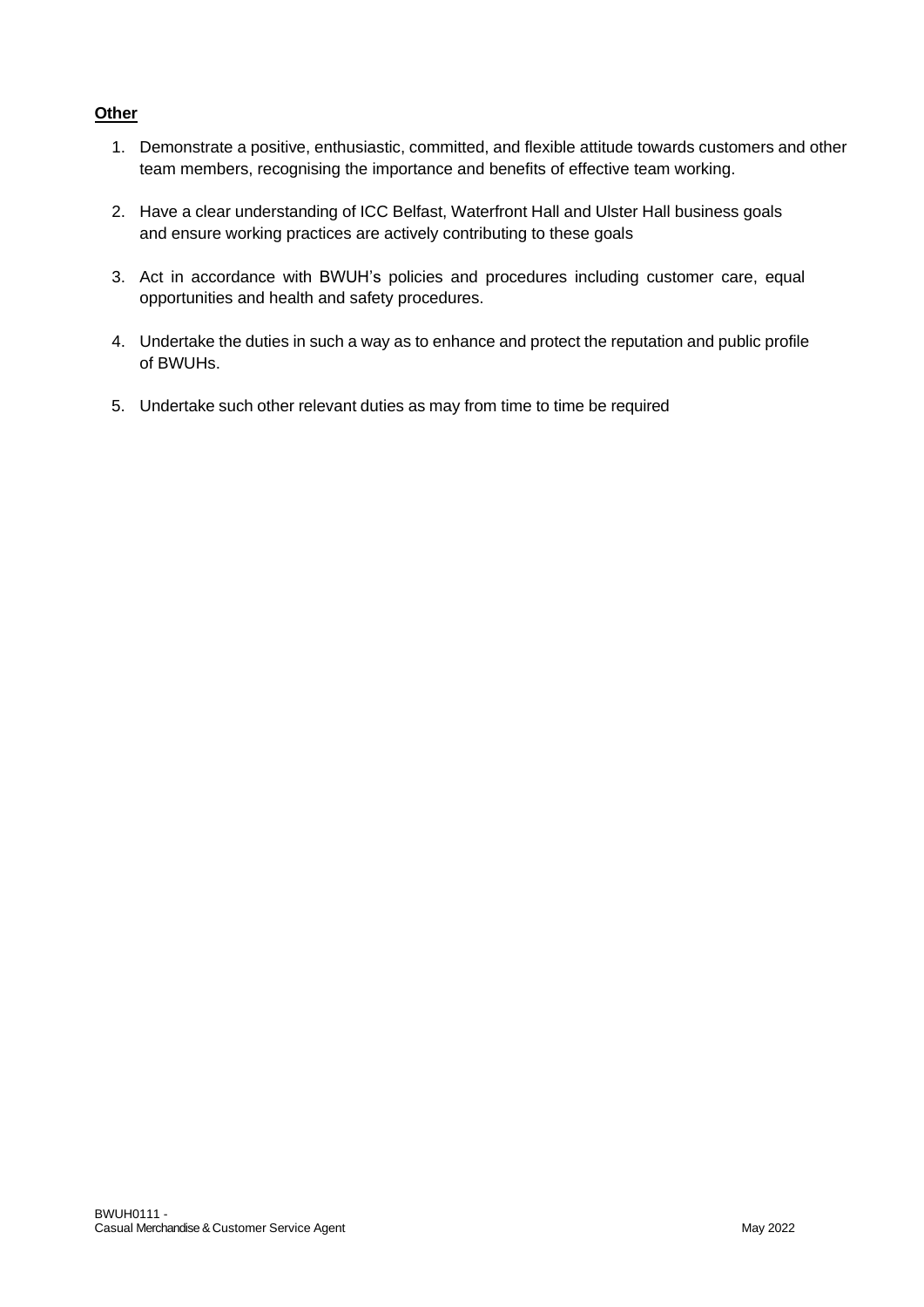**Other**

1. Demonstrate a positive, enthusiastic, committed, and flexible attitude towards customers and other team members, recognising the importance and benefits of effective team working.

2. Have a clear understanding of ICC Belfast, Waterfront Hall and Ulster Hall business goals and ensure working practices are actively contributing to these goals

3. Act in accordance with BWUH's policies and procedures including customer care, equal opportunities and health and safety procedures.

4. Undertake the duties in such a way as to enhance and protect the reputation and public profile of BWUHs.

5. Undertake such other relevant duties as may from time to time be required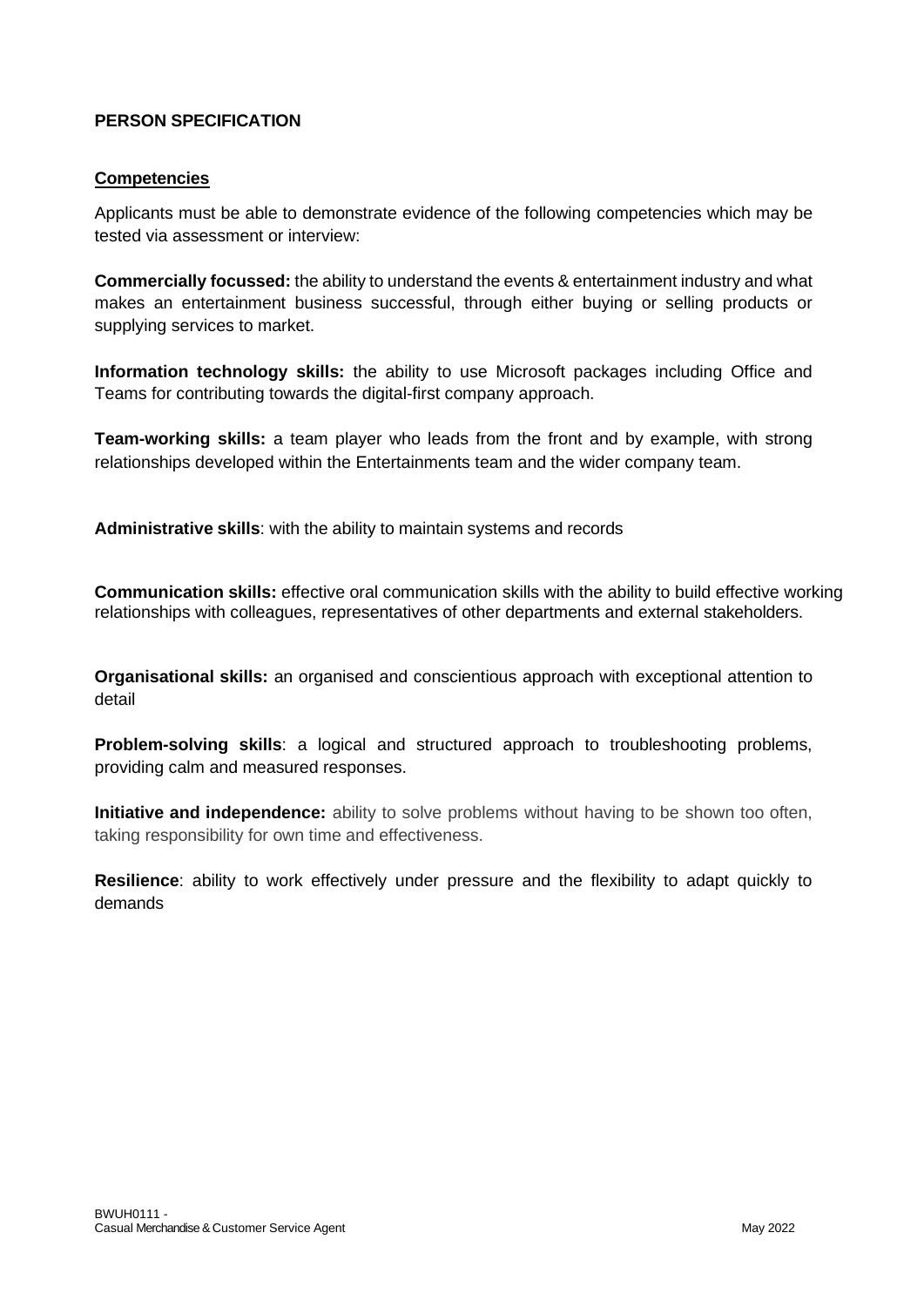**PERSON SPECIFICATION**

**Competencies**

Applicants must be able to demonstrate evidence of the following competencies which may be tested via assessment or interview:

**Commercially focussed:** the ability to understand the events & entertainment industry and what makes an entertainment business successful, through either buying or selling products or supplying services to market.

**Information technology skills:** the ability to use Microsoft packages including Office and Teams for contributing towards the digital-first company approach.

**Team-working skills:** a team player who leads from the front and by example, with strong relationships developed within the Entertainments team and the wider company team.

**Administrative skills**: with the ability to maintain systems and records

**Communication skills:** effective oral communication skills with the ability to build effective working relationships with colleagues, representatives of other departments and external stakeholders.

**Organisational skills:** an organised and conscientious approach with exceptional attention to detail

**Problem-solving skills**: a logical and structured approach to troubleshooting problems, providing calm and measured responses.

**Initiative and independence:** ability to solve problems without having to be shown too often, taking responsibility for own time and effectiveness.

**Resilience**: ability to work effectively under pressure and the flexibility to adapt quickly to demands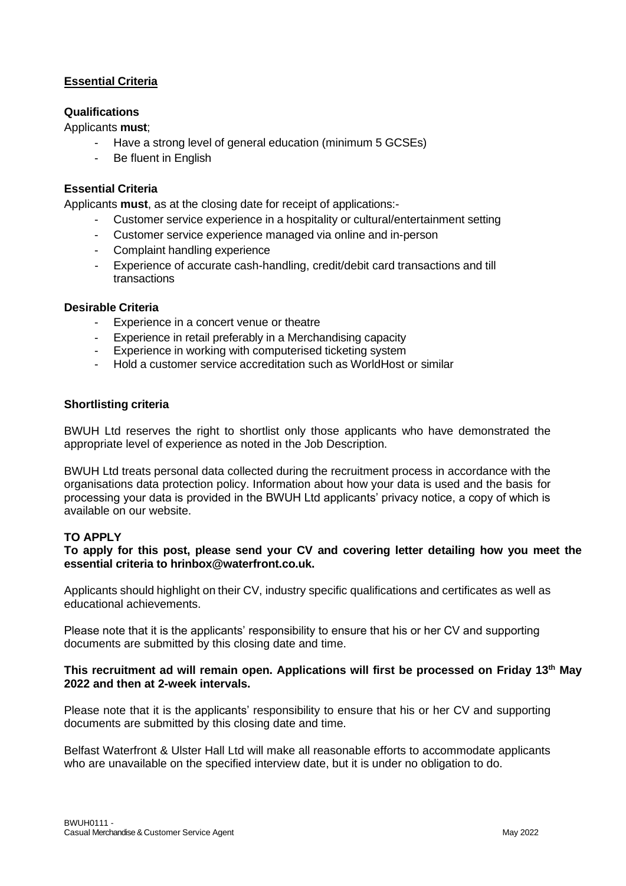## **Essential Criteria**

### Qualifications

Applicants **must**;

- Have a strong level of general education (minimum 5 GCSEs)
- Be fluent in English

### Essential Criteria

Applicants **must**, as at the closing date for receipt of applications:-

- Customer service experience in a hospitality or cultural/entertainment setting
- Customer service experience managed via online and in-person
- Complaint handling experience
- Experience of accurate cash-handling, credit/debit card transactions and till transactions

### Desirable Criteria

- Experience in a concert venue or theatre
- Experience in retail preferably in a Merchandising capacity
- Experience in working with computerised ticketing system
- Hold a customer service accreditation such as WorldHost or similar

### Shortlisting criteria

BWUH Ltd reserves the right to shortlist only those applicants who have demonstrated the appropriate level of experience as noted in the Job Description.

BWUH Ltd treats personal data collected during the recruitment process in accordance with the organisations data protection policy. Information about how your data is used and the basis for processing your data is provided in the BWUH Ltd applicants' privacy notice, a copy of which is available on our website.

### TO APPLY

**To apply for this post, please send your CV and covering letter detailing how you meet the essential criteria to hrinbox@waterfront.co.uk.**

Applicants should highlight on their CV, industry specific qualifications and certificates as well as educational achievements.

Please note that it is the applicants' responsibility to ensure that his or her CV and supporting documents are submitted by this closing date and time.

**This recruitment ad will remain open. Applications will first be processed on Friday 13th May 2022 and then at 2-week intervals.**

Please note that it is the applicants' responsibility to ensure that his or her CV and supporting documents are submitted by this closing date and time.

Belfast Waterfront & Ulster Hall Ltd will make all reasonable efforts to accommodate applicants who are unavailable on the specified interview date, but it is under no obligation to do.